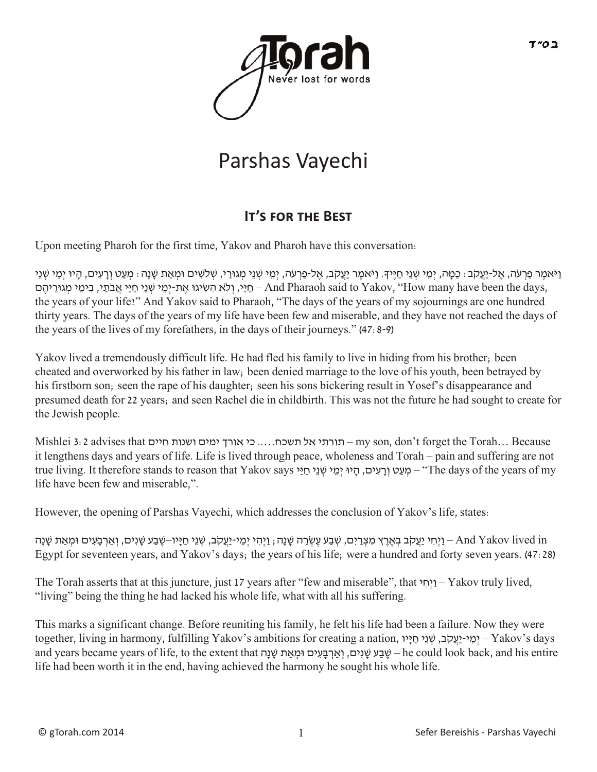# Parshas Vayechi

## It's for the Best

Upon meeting Pharoh for the first time, Yakov and Pharoh have this conversation:

וַיֹּאמֶר פַּרְעֹה, אֶל-יַעֲקֹב: כַּמָּה, יְמֵי שְׁנֵי חַיֶּיךָ. וַיֹּאמֶר יַעֲקֹב, אֶל-פַּרְעֹה, יְמֵי שְׁנֵי מְגוּרַי, שְׁלֹשִׁים וּמְאַת שָׁנָה: מְעַט וְרָעִים, הָיוּ יְמֵי שְׁנֵי חַיַּי, וְלֹא הִשִּׂיגוּ אֶת-יְמֵי שְׁנֵי חַיֵּי אֲבֹתַי, בִּימֵי מְגוּרֵיהֶם – And Pharaoh said to Yakov, "How many have been the days, the years of your life?" And Yakov said to Pharaoh, "The days of the years of my sojournings are one hundred thirty years. The days of the years of my life have been few and miserable, and they have not reached the days of the years of the lives of my forefathers, in the days of their journeys." (47:8-9)

Yakov lived a tremendously difficult life. He had fled his family to live in hiding from his brother; been cheated and overworked by his father in law; been denied marriage to the love of his youth, been betrayed by his firstborn son; seen the rape of his daughter; seen his sons bickering result in Yosef's disappearance and presumed death for 22 years; and seen Rachel die in childbirth. This was not the future he had sought to create for the Jewish people.

Mishlei 3:2 advises that תורתי אל תשכח..... כי אורך ימים ושנות חיים – my son, don't forget the Torah… Because it lengthens days and years of life. Life is lived through peace, wholeness and Torah – pain and suffering are not true living. It therefore stands to reason that Yakov says מְעַט וְרָעִים, הָיוּ יְמֵי שְׁנֵי חַיַּי – "The days of the years of my life have been few and miserable,".

However, the opening of Parshas Vayechi, which addresses the conclusion of Yakov's life, states:

וַיְחִי יַעֲקֹב בְּאֶרֶץ מִצְרַיִם, שְׁבַע עֶשְׂרֵה שָׁנָה; וַיְהִי יְמֵי-יַעֲקֹב, שְׁנֵי חַיָּיו–שֶׁבַע שָׁנִים, וְאַרְבָּעִים וּמְאַת שָׁנָה – And Yakov lived in Egypt for seventeen years, and Yakov's days; the years of his life; were a hundred and forty seven years. (47:28)

The Torah asserts that at this juncture, just 17 years after "few and miserable", that וַיְחִי – Yakov truly lived, "living" being the thing he had lacked his whole life, what with all his suffering.

This marks a significant change. Before reuniting his family, he felt his life had been a failure. Now they were together, living in harmony, fulfilling Yakov's ambitions for creating a nation, יְמֵי-יַעֲקֹב, שְׁנֵי חַיָּיו – Yakov's days and years became years of life, to the extent that שֶׁבַע שָׁנִים, וְאַרְבָּעִים וּמְאַת שָׁנָה – he could look back, and his entire life had been worth it in the end, having achieved the harmony he sought his whole life.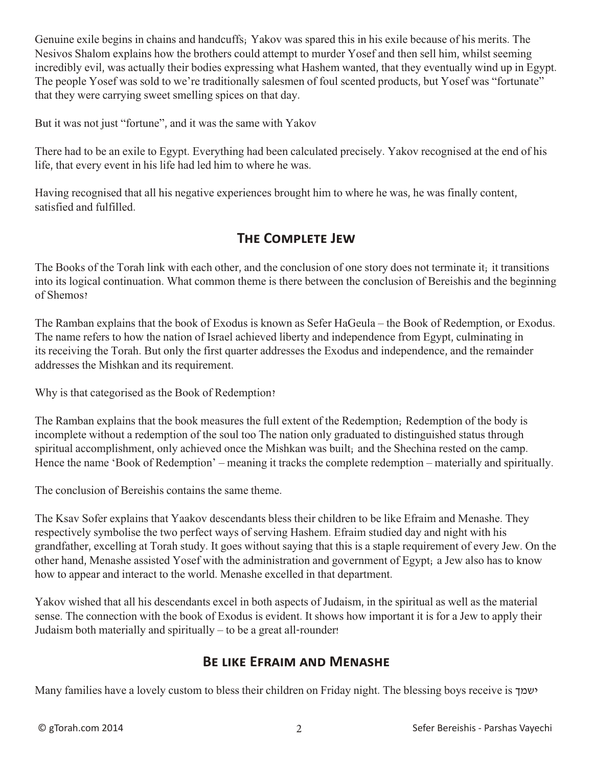Genuine exile begins in chains and handcuffs; Yakov was spared this in his exile because of his merits. The Nesivos Shalom explains how the brothers could attempt to murder Yosef and then sell him, whilst seeming incredibly evil, was actually their bodies expressing what Hashem wanted, that they eventually wind up in Egypt. The people Yosef was sold to we're traditionally salesmen of foul scented products, but Yosef was "fortunate" that they were carrying sweet smelling spices on that day.

But it was not just "fortune", and it was the same with Yakov

There had to be an exile to Egypt. Everything had been calculated precisely. Yakov recognised at the end of his life, that every event in his life had led him to where he was.

Having recognised that all his negative experiences brought him to where he was, he was finally content, satisfied and fulfilled.

## The Complete Jew

The Books of the Torah link with each other, and the conclusion of one story does not terminate it; it transitions into its logical continuation. What common theme is there between the conclusion of Bereishis and the beginning of Shemos?

The Ramban explains that the book of Exodus is known as Sefer HaGeula – the Book of Redemption, or Exodus. The name refers to how the nation of Israel achieved liberty and independence from Egypt, culminating in its receiving the Torah. But only the first quarter addresses the Exodus and independence, and the remainder addresses the Mishkan and its requirement.

Why is that categorised as the Book of Redemption?

The Ramban explains that the book measures the full extent of the Redemption; Redemption of the body is incomplete without a redemption of the soul too The nation only graduated to distinguished status through spiritual accomplishment, only achieved once the Mishkan was built; and the Shechina rested on the camp. Hence the name 'Book of Redemption' – meaning it tracks the complete redemption – materially and spiritually.

The conclusion of Bereishis contains the same theme.

The Ksav Sofer explains that Yaakov descendants bless their children to be like Efraim and Menashe. They respectively symbolise the two perfect ways of serving Hashem. Efraim studied day and night with his grandfather, excelling at Torah study. It goes without saying that this is a staple requirement of every Jew. On the other hand, Menashe assisted Yosef with the administration and government of Egypt; a Jew also has to know how to appear and interact to the world. Menashe excelled in that department.

Yakov wished that all his descendants excel in both aspects of Judaism, in the spiritual as well as the material sense. The connection with the book of Exodus is evident. It shows how important it is for a Jew to apply their Judaism both materially and spiritually – to be a great all-rounder!

## Be like Efraim and Menashe

Many families have a lovely custom to bless their children on Friday night. The blessing boys receive is ישמך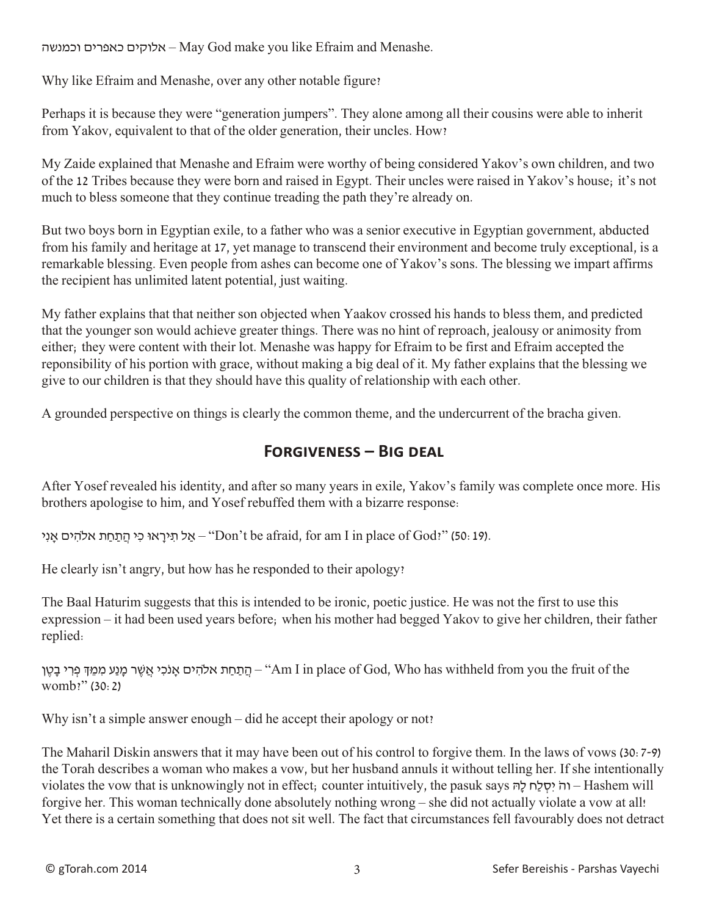אלוקים כאפרים וכמנשה – May God make you like Efraim and Menashe.

Why like Efraim and Menashe, over any other notable figure?

Perhaps it is because they were "generation jumpers". They alone among all their cousins were able to inherit from Yakov, equivalent to that of the older generation, their uncles. How?

My Zaide explained that Menashe and Efraim were worthy of being considered Yakov's own children, and two of the 12 Tribes because they were born and raised in Egypt. Their uncles were raised in Yakov's house; it's not much to bless someone that they continue treading the path they're already on.

But two boys born in Egyptian exile, to a father who was a senior executive in Egyptian government, abducted from his family and heritage at 17, yet manage to transcend their environment and become truly exceptional, is a remarkable blessing. Even people from ashes can become one of Yakov's sons. The blessing we impart affirms the recipient has unlimited latent potential, just waiting.

My father explains that that neither son objected when Yaakov crossed his hands to bless them, and predicted that the younger son would achieve greater things. There was no hint of reproach, jealousy or animosity from either; they were content with their lot. Menashe was happy for Efraim to be first and Efraim accepted the reponsibility of his portion with grace, without making a big deal of it. My father explains that the blessing we give to our children is that they should have this quality of relationship with each other.

A grounded perspective on things is clearly the common theme, and the undercurrent of the bracha given.

## Forgiveness – Big deal

After Yosef revealed his identity, and after so many years in exile, Yakov's family was complete once more. His brothers apologise to him, and Yosef rebuffed them with a bizarre response:

אַל תִּירָאוּ כִּי הֲתַחַת אלהִים אָנִי – "Don't be afraid, for am I in place of God?" (50:19).

He clearly isn't angry, but how has he responded to their apology?

The Baal Haturim suggests that this is intended to be ironic, poetic justice. He was not the first to use this expression – it had been used years before; when his mother had begged Yakov to give her children, their father replied:

הֲתַחַת אלהִים אָנֹכִי אֲשֶׁר מָנַע מִמֵּךְ פְּרִי בָטֶן – "Am I in place of God, Who has withheld from you the fruit of the womb?" (30:2)

Why isn't a simple answer enough – did he accept their apology or not?

The Maharil Diskin answers that it may have been out of his control to forgive them. In the laws of vows (30:7-9) the Torah describes a woman who makes a vow, but her husband annuls it without telling her. If she intentionally violates the vow that is unknowingly not in effect; counter intuitively, the pasuk says וה׳ יִסְלַח לָהּ – Hashem will forgive her. This woman technically done absolutely nothing wrong – she did not actually violate a vow at all! Yet there is a certain something that does not sit well. The fact that circumstances fell favourably does not detract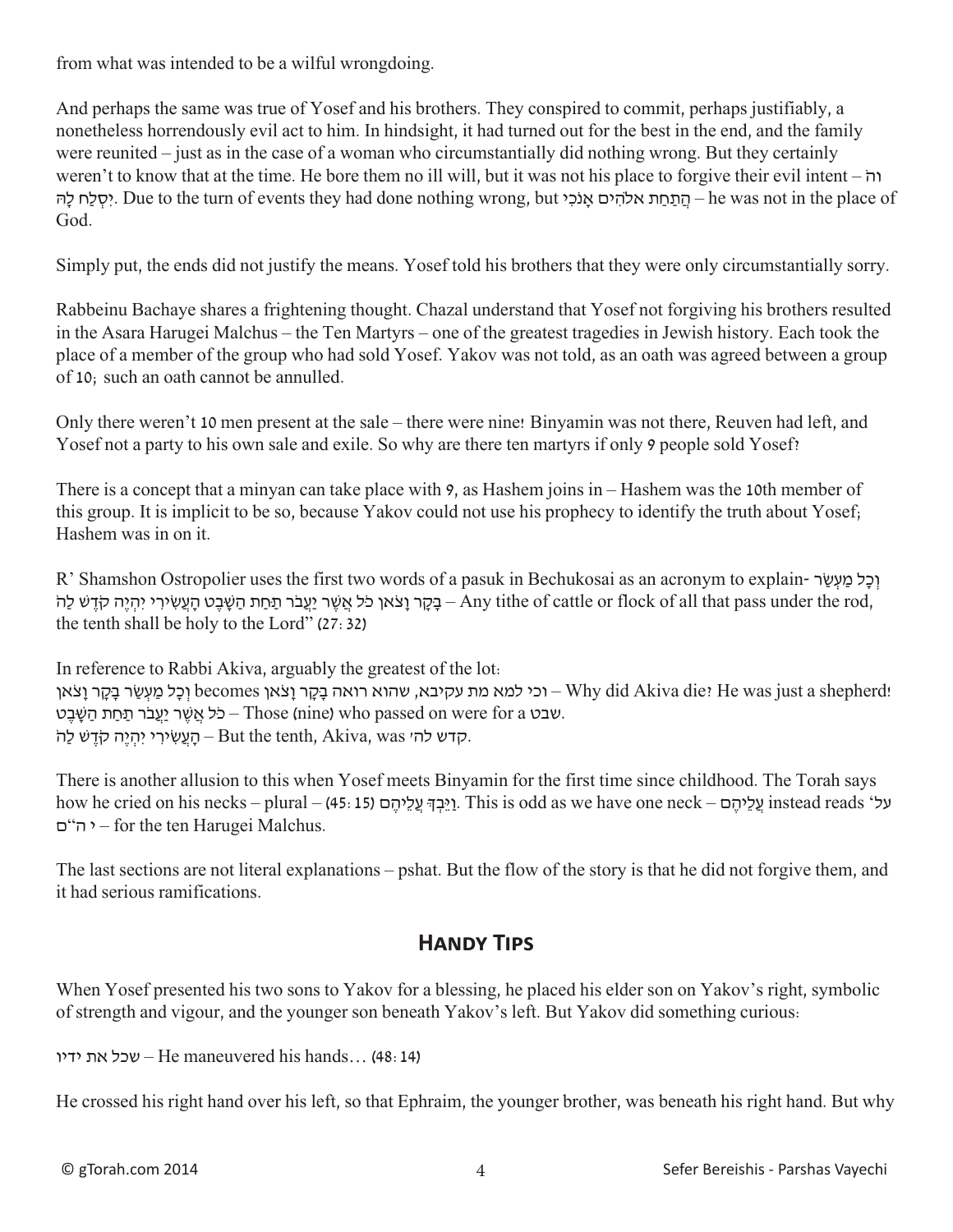from what was intended to be a wilful wrongdoing.

And perhaps the same was true of Yosef and his brothers. They conspired to commit, perhaps justifiably, a nonetheless horrendously evil act to him. In hindsight, it had turned out for the best in the end, and the family were reunited – just as in the case of a woman who circumstantially did nothing wrong. But they certainly weren't to know that at the time. He bore them no ill will, but it was not his place to forgive their evil intent – וה׳ יִסְלַח לָהּ. Due to the turn of events they had done nothing wrong, but הֲתַחַת אלהִים אָנֹכִי – he was not in the place of God.

Simply put, the ends did not justify the means. Yosef told his brothers that they were only circumstantially sorry.

Rabbeinu Bachaye shares a frightening thought. Chazal understand that Yosef not forgiving his brothers resulted in the Asara Harugei Malchus – the Ten Martyrs – one of the greatest tragedies in Jewish history. Each took the place of a member of the group who had sold Yosef. Yakov was not told, as an oath was agreed between a group of 10; such an oath cannot be annulled.

Only there weren't 10 men present at the sale – there were nine! Binyamin was not there, Reuven had left, and Yosef not a party to his own sale and exile. So why are there ten martyrs if only 9 people sold Yosef?

There is a concept that a minyan can take place with 9, as Hashem joins in – Hashem was the 10th member of this group. It is implicit to be so, because Yakov could not use his prophecy to identify the truth about Yosef; Hashem was in on it.

R' Shamshon Ostropolier uses the first two words of a pasuk in Bechukosai as an acronym to explain- וְכָל מַעְשַׂר בָּקָר וָצֹאן כֹּל אֲשֶׁר יַעֲבֹר תַּחַת הַשָּׁבֶט הָעֲשִׂירִי יִהְיֶה קֹדֶשׁ לַה׳ – Any tithe of cattle or flock of all that pass under the rod, the tenth shall be holy to the Lord" (27: 32)

In reference to Rabbi Akiva, arguably the greatest of the lot:
וְכָל מַעְשַׂר בָּקָר וָצֹאן becomes וכי למא מת עקיבא, שהוא רואה בָּקָר וָצֹאן – Why did Akiva die? He was just a shepherd!
כֹּל אֲשֶׁר יַעֲבֹר תַּחַת הַשָּׁבֶט – Those (nine) who passed on were for a שבט.
הָעֲשִׂירִי יִהְיֶה קֹדֶשׁ לַה׳ – But the tenth, Akiva, was קדש לה׳.

There is another allusion to this when Yosef meets Binyamin for the first time since childhood. The Torah says how he cried on his necks – plural – וַיֵּבְךְּ עֲלֵיהֶם (45: 15). This is odd as we have one neck – עֲלֵיהֶם instead reads 'על י ה"ם' – for the ten Harugei Malchus.

The last sections are not literal explanations – pshat. But the flow of the story is that he did not forgive them, and it had serious ramifications.

## Handy Tips

When Yosef presented his two sons to Yakov for a blessing, he placed his elder son on Yakov's right, symbolic of strength and vigour, and the younger son beneath Yakov's left. But Yakov did something curious:

שכל את ידיו – He maneuvered his hands… (48: 14)

He crossed his right hand over his left, so that Ephraim, the younger brother, was beneath his right hand. But why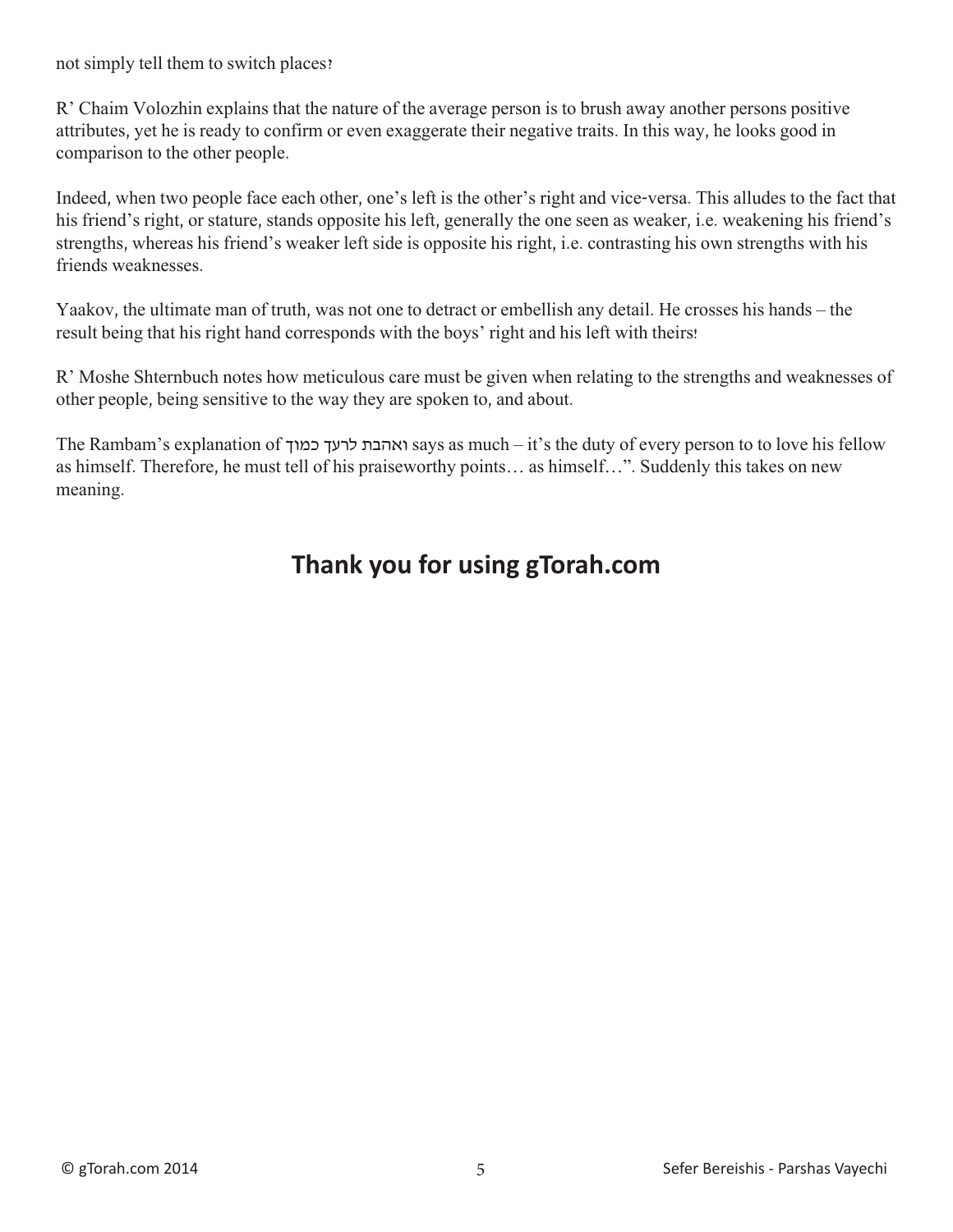not simply tell them to switch places?

R' Chaim Volozhin explains that the nature of the average person is to brush away another persons positive attributes, yet he is ready to confirm or even exaggerate their negative traits. In this way, he looks good in comparison to the other people.

Indeed, when two people face each other, one's left is the other's right and vice-versa. This alludes to the fact that his friend's right, or stature, stands opposite his left, generally the one seen as weaker, i.e. weakening his friend's strengths, whereas his friend's weaker left side is opposite his right, i.e. contrasting his own strengths with his friends weaknesses.

Yaakov, the ultimate man of truth, was not one to detract or embellish any detail. He crosses his hands – the result being that his right hand corresponds with the boys' right and his left with theirs!

R' Moshe Shternbuch notes how meticulous care must be given when relating to the strengths and weaknesses of other people, being sensitive to the way they are spoken to, and about.

The Rambam's explanation of ואהבת לרעך כמוך says as much – it's the duty of every person to to love his fellow as himself. Therefore, he must tell of his praiseworthy points… as himself…". Suddenly this takes on new meaning.

## **Thank you for using gTorah.com**